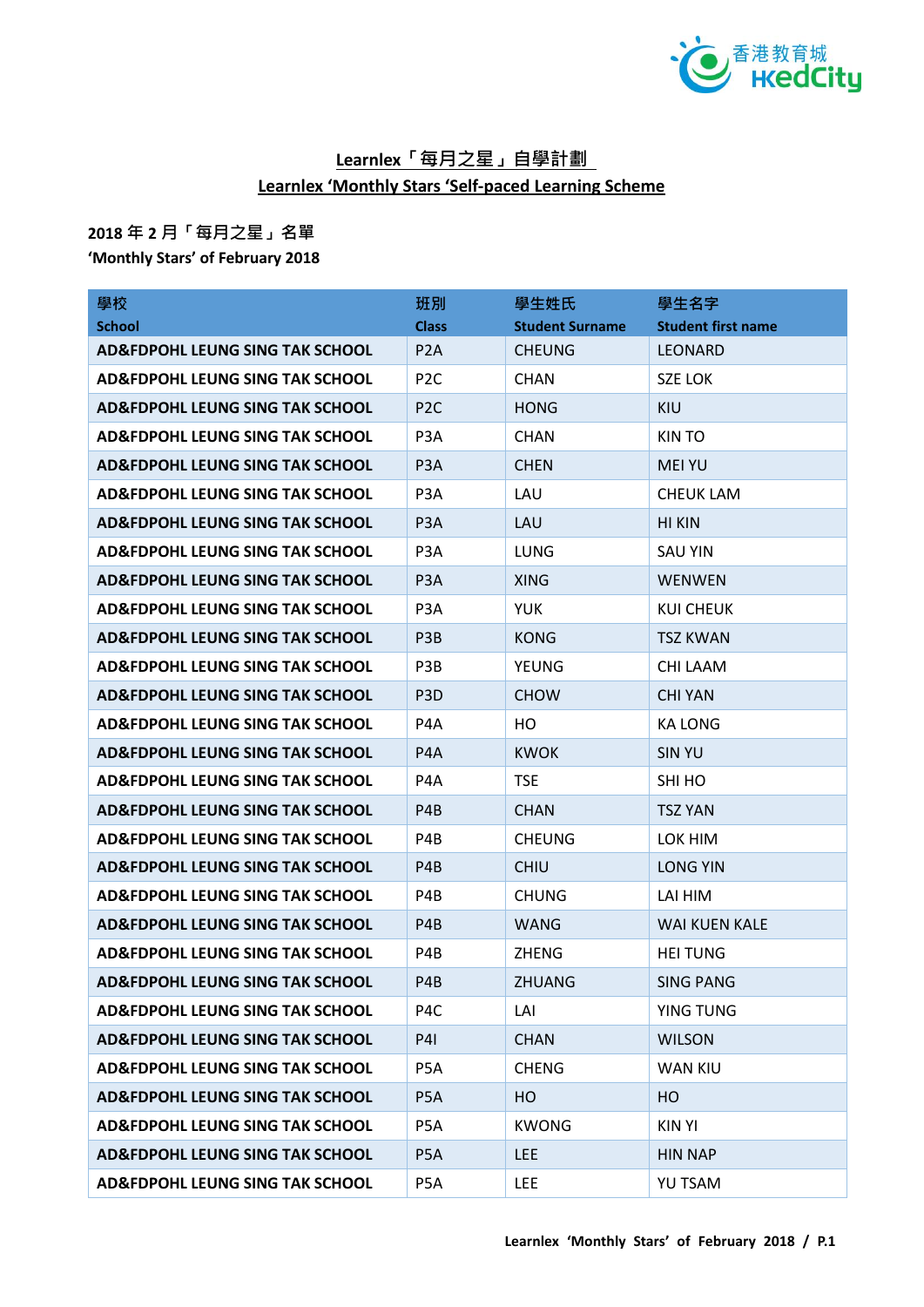# Learnlex「每月之星」自學計劃
# Learnlex 'Monthly Stars 'Self-paced Learning Scheme

**2018 年 2 月「每月之星」名單**
**'Monthly Stars' of February 2018**

| 學校<br>School | 班別<br>Class | 學生姓氏<br>Student Surname | 學生名字<br>Student first name |
|---|---|---|---|
| AD&FDPOHL LEUNG SING TAK SCHOOL | P2A | CHEUNG | LEONARD |
| AD&FDPOHL LEUNG SING TAK SCHOOL | P2C | CHAN | SZE LOK |
| AD&FDPOHL LEUNG SING TAK SCHOOL | P2C | HONG | KIU |
| AD&FDPOHL LEUNG SING TAK SCHOOL | P3A | CHAN | KIN TO |
| AD&FDPOHL LEUNG SING TAK SCHOOL | P3A | CHEN | MEI YU |
| AD&FDPOHL LEUNG SING TAK SCHOOL | P3A | LAU | CHEUK LAM |
| AD&FDPOHL LEUNG SING TAK SCHOOL | P3A | LAU | HI KIN |
| AD&FDPOHL LEUNG SING TAK SCHOOL | P3A | LUNG | SAU YIN |
| AD&FDPOHL LEUNG SING TAK SCHOOL | P3A | XING | WENWEN |
| AD&FDPOHL LEUNG SING TAK SCHOOL | P3A | YUK | KUI CHEUK |
| AD&FDPOHL LEUNG SING TAK SCHOOL | P3B | KONG | TSZ KWAN |
| AD&FDPOHL LEUNG SING TAK SCHOOL | P3B | YEUNG | CHI LAAM |
| AD&FDPOHL LEUNG SING TAK SCHOOL | P3D | CHOW | CHI YAN |
| AD&FDPOHL LEUNG SING TAK SCHOOL | P4A | HO | KA LONG |
| AD&FDPOHL LEUNG SING TAK SCHOOL | P4A | KWOK | SIN YU |
| AD&FDPOHL LEUNG SING TAK SCHOOL | P4A | TSE | SHI HO |
| AD&FDPOHL LEUNG SING TAK SCHOOL | P4B | CHAN | TSZ YAN |
| AD&FDPOHL LEUNG SING TAK SCHOOL | P4B | CHEUNG | LOK HIM |
| AD&FDPOHL LEUNG SING TAK SCHOOL | P4B | CHIU | LONG YIN |
| AD&FDPOHL LEUNG SING TAK SCHOOL | P4B | CHUNG | LAI HIM |
| AD&FDPOHL LEUNG SING TAK SCHOOL | P4B | WANG | WAI KUEN KALE |
| AD&FDPOHL LEUNG SING TAK SCHOOL | P4B | ZHENG | HEI TUNG |
| AD&FDPOHL LEUNG SING TAK SCHOOL | P4B | ZHUANG | SING PANG |
| AD&FDPOHL LEUNG SING TAK SCHOOL | P4C | LAI | YING TUNG |
| AD&FDPOHL LEUNG SING TAK SCHOOL | P4I | CHAN | WILSON |
| AD&FDPOHL LEUNG SING TAK SCHOOL | P5A | CHENG | WAN KIU |
| AD&FDPOHL LEUNG SING TAK SCHOOL | P5A | HO | HO |
| AD&FDPOHL LEUNG SING TAK SCHOOL | P5A | KWONG | KIN YI |
| AD&FDPOHL LEUNG SING TAK SCHOOL | P5A | LEE | HIN NAP |
| AD&FDPOHL LEUNG SING TAK SCHOOL | P5A | LEE | YU TSAM |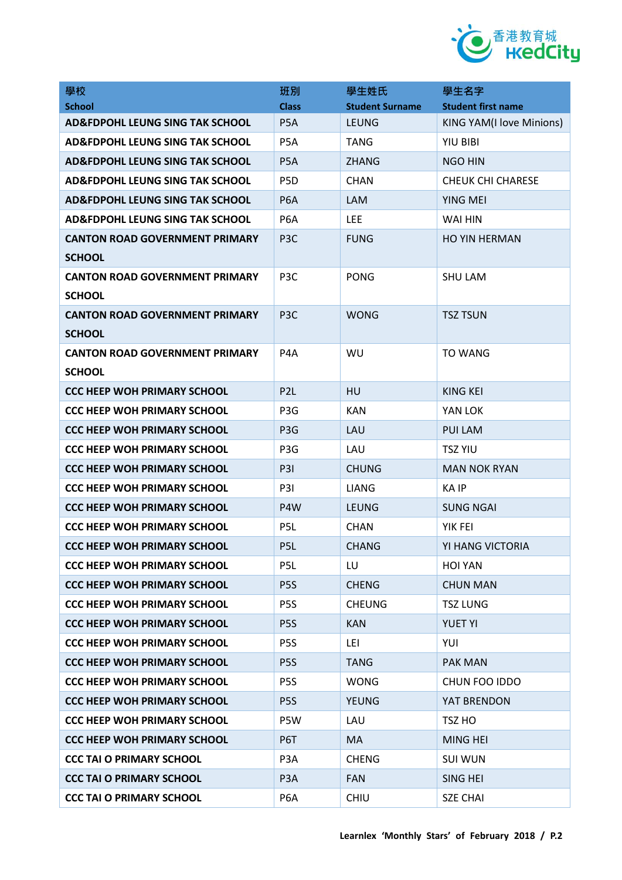| 學校<br>School | 班別<br>Class | 學生姓氏<br>Student Surname | 學生名字<br>Student first name |
|---|---|---|---|
| AD&FDPOHL LEUNG SING TAK SCHOOL | P5A | LEUNG | KING YAM(I love Minions) |
| AD&FDPOHL LEUNG SING TAK SCHOOL | P5A | TANG | YIU BIBI |
| AD&FDPOHL LEUNG SING TAK SCHOOL | P5A | ZHANG | NGO HIN |
| AD&FDPOHL LEUNG SING TAK SCHOOL | P5D | CHAN | CHEUK CHI CHARESE |
| AD&FDPOHL LEUNG SING TAK SCHOOL | P6A | LAM | YING MEI |
| AD&FDPOHL LEUNG SING TAK SCHOOL | P6A | LEE | WAI HIN |
| CANTON ROAD GOVERNMENT PRIMARY SCHOOL | P3C | FUNG | HO YIN HERMAN |
| CANTON ROAD GOVERNMENT PRIMARY SCHOOL | P3C | PONG | SHU LAM |
| CANTON ROAD GOVERNMENT PRIMARY SCHOOL | P3C | WONG | TSZ TSUN |
| CANTON ROAD GOVERNMENT PRIMARY SCHOOL | P4A | WU | TO WANG |
| CCC HEEP WOH PRIMARY SCHOOL | P2L | HU | KING KEI |
| CCC HEEP WOH PRIMARY SCHOOL | P3G | KAN | YAN LOK |
| CCC HEEP WOH PRIMARY SCHOOL | P3G | LAU | PUI LAM |
| CCC HEEP WOH PRIMARY SCHOOL | P3G | LAU | TSZ YIU |
| CCC HEEP WOH PRIMARY SCHOOL | P3I | CHUNG | MAN NOK RYAN |
| CCC HEEP WOH PRIMARY SCHOOL | P3I | LIANG | KA IP |
| CCC HEEP WOH PRIMARY SCHOOL | P4W | LEUNG | SUNG NGAI |
| CCC HEEP WOH PRIMARY SCHOOL | P5L | CHAN | YIK FEI |
| CCC HEEP WOH PRIMARY SCHOOL | P5L | CHANG | YI HANG VICTORIA |
| CCC HEEP WOH PRIMARY SCHOOL | P5L | LU | HOI YAN |
| CCC HEEP WOH PRIMARY SCHOOL | P5S | CHENG | CHUN MAN |
| CCC HEEP WOH PRIMARY SCHOOL | P5S | CHEUNG | TSZ LUNG |
| CCC HEEP WOH PRIMARY SCHOOL | P5S | KAN | YUET YI |
| CCC HEEP WOH PRIMARY SCHOOL | P5S | LEI | YUI |
| CCC HEEP WOH PRIMARY SCHOOL | P5S | TANG | PAK MAN |
| CCC HEEP WOH PRIMARY SCHOOL | P5S | WONG | CHUN FOO IDDO |
| CCC HEEP WOH PRIMARY SCHOOL | P5S | YEUNG | YAT BRENDON |
| CCC HEEP WOH PRIMARY SCHOOL | P5W | LAU | TSZ HO |
| CCC HEEP WOH PRIMARY SCHOOL | P6T | MA | MING HEI |
| CCC TAI O PRIMARY SCHOOL | P3A | CHENG | SUI WUN |
| CCC TAI O PRIMARY SCHOOL | P3A | FAN | SING HEI |
| CCC TAI O PRIMARY SCHOOL | P6A | CHIU | SZE CHAI |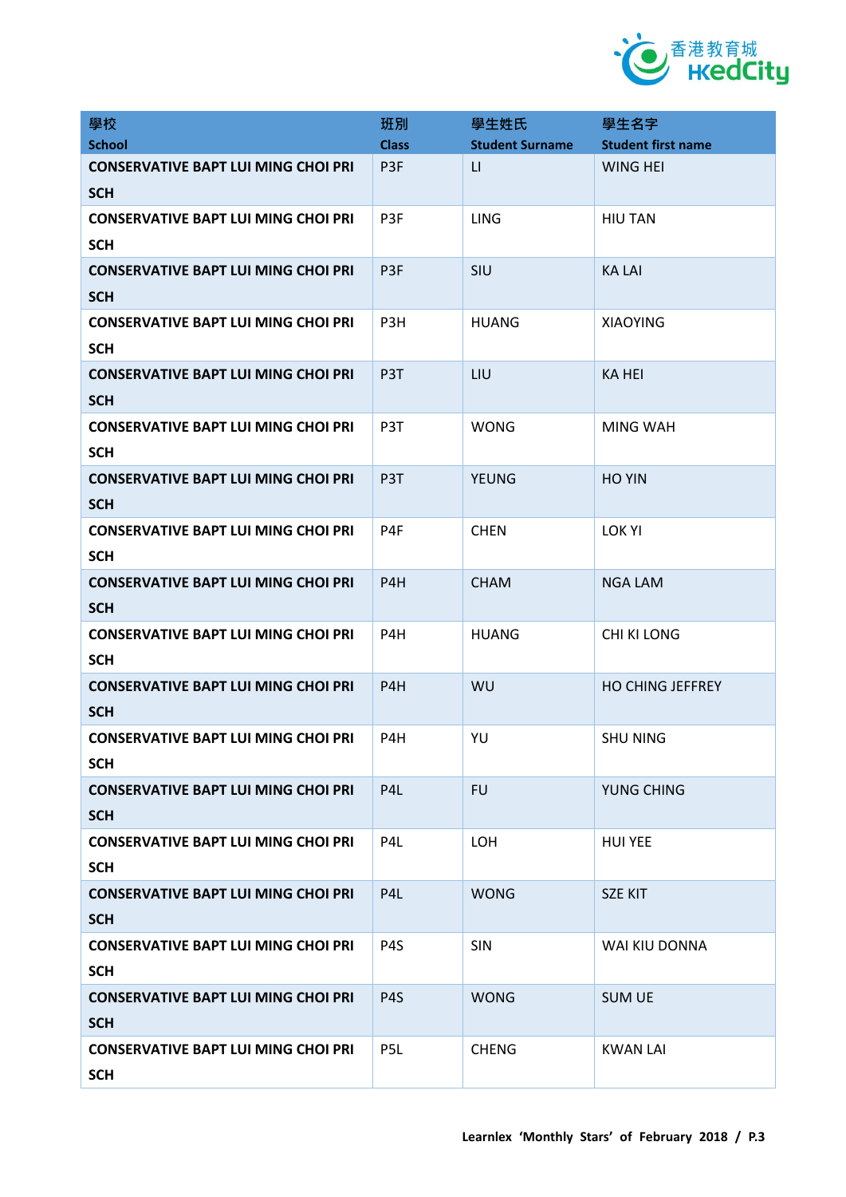| 學校<br>School | 班別<br>Class | 學生姓氏<br>Student Surname | 學生名字<br>Student first name |
|---|---|---|---|
| **CONSERVATIVE BAPT LUI MING CHOI PRI SCH** | P3F | LI | WING HEI |
| **CONSERVATIVE BAPT LUI MING CHOI PRI SCH** | P3F | LING | HIU TAN |
| **CONSERVATIVE BAPT LUI MING CHOI PRI SCH** | P3F | SIU | KA LAI |
| **CONSERVATIVE BAPT LUI MING CHOI PRI SCH** | P3H | HUANG | XIAOYING |
| **CONSERVATIVE BAPT LUI MING CHOI PRI SCH** | P3T | LIU | KA HEI |
| **CONSERVATIVE BAPT LUI MING CHOI PRI SCH** | P3T | WONG | MING WAH |
| **CONSERVATIVE BAPT LUI MING CHOI PRI SCH** | P3T | YEUNG | HO YIN |
| **CONSERVATIVE BAPT LUI MING CHOI PRI SCH** | P4F | CHEN | LOK YI |
| **CONSERVATIVE BAPT LUI MING CHOI PRI SCH** | P4H | CHAM | NGA LAM |
| **CONSERVATIVE BAPT LUI MING CHOI PRI SCH** | P4H | HUANG | CHI KI LONG |
| **CONSERVATIVE BAPT LUI MING CHOI PRI SCH** | P4H | WU | HO CHING JEFFREY |
| **CONSERVATIVE BAPT LUI MING CHOI PRI SCH** | P4H | YU | SHU NING |
| **CONSERVATIVE BAPT LUI MING CHOI PRI SCH** | P4L | FU | YUNG CHING |
| **CONSERVATIVE BAPT LUI MING CHOI PRI SCH** | P4L | LOH | HUI YEE |
| **CONSERVATIVE BAPT LUI MING CHOI PRI SCH** | P4L | WONG | SZE KIT |
| **CONSERVATIVE BAPT LUI MING CHOI PRI SCH** | P4S | SIN | WAI KIU DONNA |
| **CONSERVATIVE BAPT LUI MING CHOI PRI SCH** | P4S | WONG | SUM UE |
| **CONSERVATIVE BAPT LUI MING CHOI PRI SCH** | P5L | CHENG | KWAN LAI |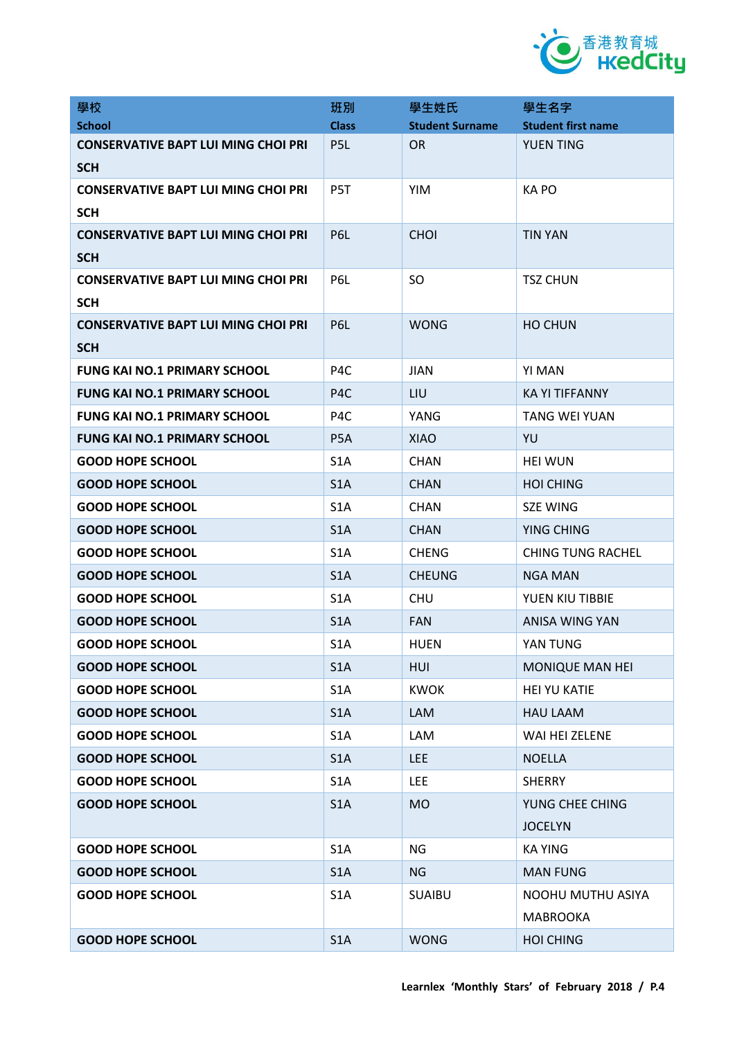| 學校<br>School | 班別<br>Class | 學生姓氏<br>Student Surname | 學生名字<br>Student first name |
|---|---|---|---|
| **CONSERVATIVE BAPT LUI MING CHOI PRI SCH** | P5L | OR | YUEN TING |
| **CONSERVATIVE BAPT LUI MING CHOI PRI SCH** | P5T | YIM | KA PO |
| **CONSERVATIVE BAPT LUI MING CHOI PRI SCH** | P6L | CHOI | TIN YAN |
| **CONSERVATIVE BAPT LUI MING CHOI PRI SCH** | P6L | SO | TSZ CHUN |
| **CONSERVATIVE BAPT LUI MING CHOI PRI SCH** | P6L | WONG | HO CHUN |
| **FUNG KAI NO.1 PRIMARY SCHOOL** | P4C | JIAN | YI MAN |
| **FUNG KAI NO.1 PRIMARY SCHOOL** | P4C | LIU | KA YI TIFFANNY |
| **FUNG KAI NO.1 PRIMARY SCHOOL** | P4C | YANG | TANG WEI YUAN |
| **FUNG KAI NO.1 PRIMARY SCHOOL** | P5A | XIAO | YU |
| **GOOD HOPE SCHOOL** | S1A | CHAN | HEI WUN |
| **GOOD HOPE SCHOOL** | S1A | CHAN | HOI CHING |
| **GOOD HOPE SCHOOL** | S1A | CHAN | SZE WING |
| **GOOD HOPE SCHOOL** | S1A | CHAN | YING CHING |
| **GOOD HOPE SCHOOL** | S1A | CHENG | CHING TUNG RACHEL |
| **GOOD HOPE SCHOOL** | S1A | CHEUNG | NGA MAN |
| **GOOD HOPE SCHOOL** | S1A | CHU | YUEN KIU TIBBIE |
| **GOOD HOPE SCHOOL** | S1A | FAN | ANISA WING YAN |
| **GOOD HOPE SCHOOL** | S1A | HUEN | YAN TUNG |
| **GOOD HOPE SCHOOL** | S1A | HUI | MONIQUE MAN HEI |
| **GOOD HOPE SCHOOL** | S1A | KWOK | HEI YU KATIE |
| **GOOD HOPE SCHOOL** | S1A | LAM | HAU LAAM |
| **GOOD HOPE SCHOOL** | S1A | LAM | WAI HEI ZELENE |
| **GOOD HOPE SCHOOL** | S1A | LEE | NOELLA |
| **GOOD HOPE SCHOOL** | S1A | LEE | SHERRY |
| **GOOD HOPE SCHOOL** | S1A | MO | YUNG CHEE CHING JOCELYN |
| **GOOD HOPE SCHOOL** | S1A | NG | KA YING |
| **GOOD HOPE SCHOOL** | S1A | NG | MAN FUNG |
| **GOOD HOPE SCHOOL** | S1A | SUAIBU | NOOHU MUTHU ASIYA MABROOKA |
| **GOOD HOPE SCHOOL** | S1A | WONG | HOI CHING |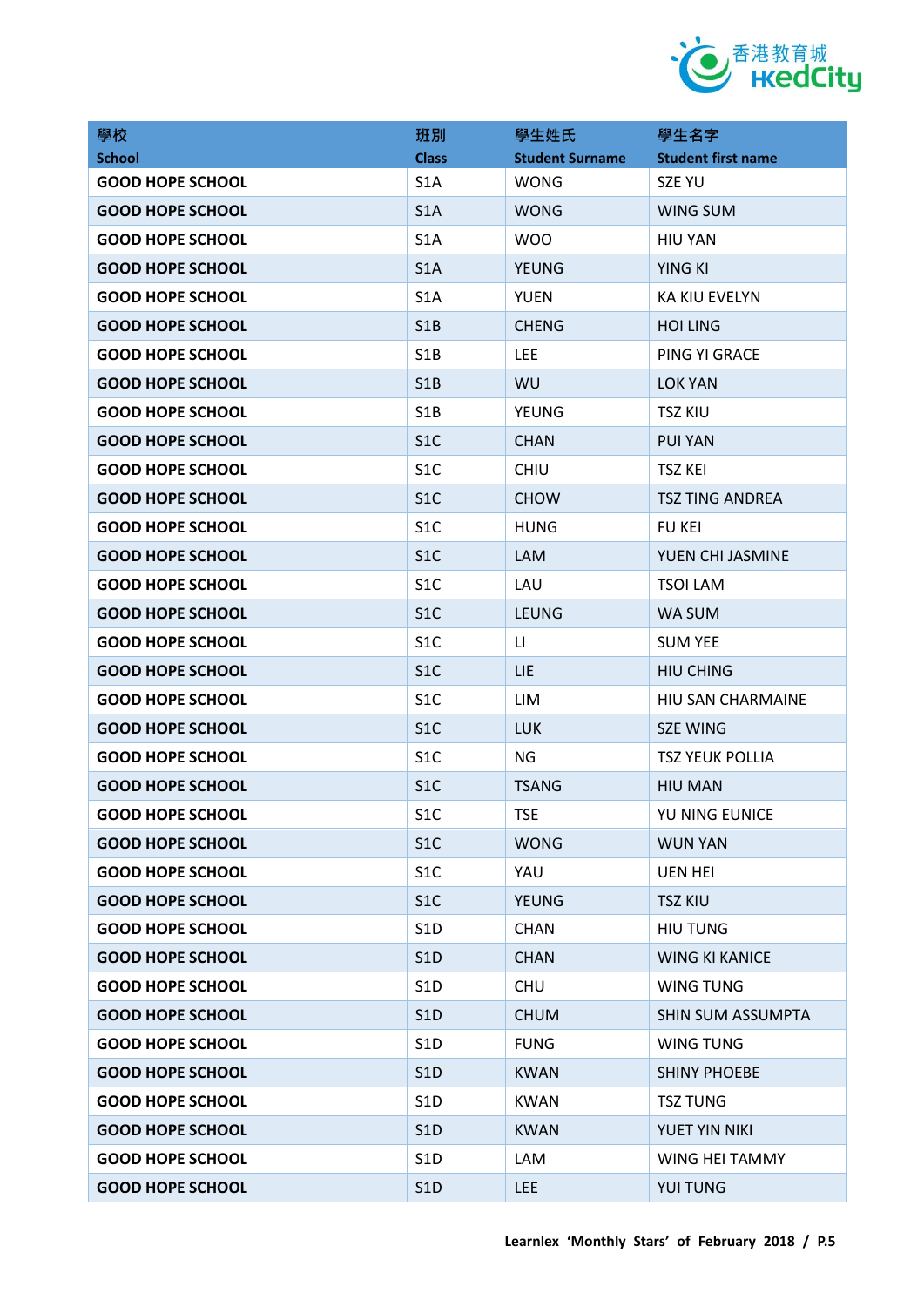| 學校<br>School | 班別<br>Class | 學生姓氏<br>Student Surname | 學生名字<br>Student first name |
|---|---|---|---|
| GOOD HOPE SCHOOL | S1A | WONG | SZE YU |
| GOOD HOPE SCHOOL | S1A | WONG | WING SUM |
| GOOD HOPE SCHOOL | S1A | WOO | HIU YAN |
| GOOD HOPE SCHOOL | S1A | YEUNG | YING KI |
| GOOD HOPE SCHOOL | S1A | YUEN | KA KIU EVELYN |
| GOOD HOPE SCHOOL | S1B | CHENG | HOI LING |
| GOOD HOPE SCHOOL | S1B | LEE | PING YI GRACE |
| GOOD HOPE SCHOOL | S1B | WU | LOK YAN |
| GOOD HOPE SCHOOL | S1B | YEUNG | TSZ KIU |
| GOOD HOPE SCHOOL | S1C | CHAN | PUI YAN |
| GOOD HOPE SCHOOL | S1C | CHIU | TSZ KEI |
| GOOD HOPE SCHOOL | S1C | CHOW | TSZ TING ANDREA |
| GOOD HOPE SCHOOL | S1C | HUNG | FU KEI |
| GOOD HOPE SCHOOL | S1C | LAM | YUEN CHI JASMINE |
| GOOD HOPE SCHOOL | S1C | LAU | TSOI LAM |
| GOOD HOPE SCHOOL | S1C | LEUNG | WA SUM |
| GOOD HOPE SCHOOL | S1C | LI | SUM YEE |
| GOOD HOPE SCHOOL | S1C | LIE | HIU CHING |
| GOOD HOPE SCHOOL | S1C | LIM | HIU SAN CHARMAINE |
| GOOD HOPE SCHOOL | S1C | LUK | SZE WING |
| GOOD HOPE SCHOOL | S1C | NG | TSZ YEUK POLLIA |
| GOOD HOPE SCHOOL | S1C | TSANG | HIU MAN |
| GOOD HOPE SCHOOL | S1C | TSE | YU NING EUNICE |
| GOOD HOPE SCHOOL | S1C | WONG | WUN YAN |
| GOOD HOPE SCHOOL | S1C | YAU | UEN HEI |
| GOOD HOPE SCHOOL | S1C | YEUNG | TSZ KIU |
| GOOD HOPE SCHOOL | S1D | CHAN | HIU TUNG |
| GOOD HOPE SCHOOL | S1D | CHAN | WING KI KANICE |
| GOOD HOPE SCHOOL | S1D | CHU | WING TUNG |
| GOOD HOPE SCHOOL | S1D | CHUM | SHIN SUM ASSUMPTA |
| GOOD HOPE SCHOOL | S1D | FUNG | WING TUNG |
| GOOD HOPE SCHOOL | S1D | KWAN | SHINY PHOEBE |
| GOOD HOPE SCHOOL | S1D | KWAN | TSZ TUNG |
| GOOD HOPE SCHOOL | S1D | KWAN | YUET YIN NIKI |
| GOOD HOPE SCHOOL | S1D | LAM | WING HEI TAMMY |
| GOOD HOPE SCHOOL | S1D | LEE | YUI TUNG |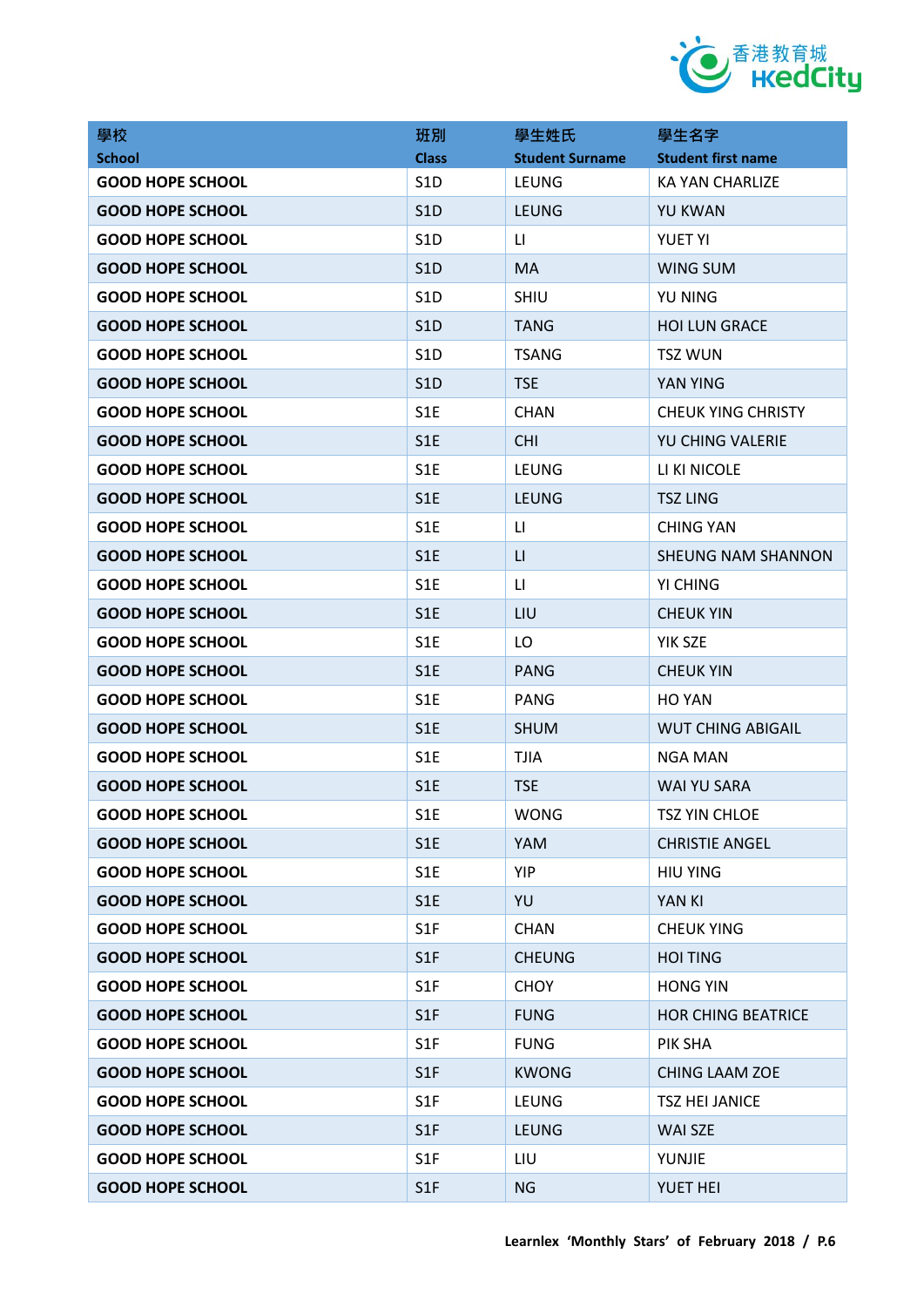| 學校<br>School | 班別<br>Class | 學生姓氏<br>Student Surname | 學生名字<br>Student first name |
|---|---|---|---|
| GOOD HOPE SCHOOL | S1D | LEUNG | KA YAN CHARLIZE |
| GOOD HOPE SCHOOL | S1D | LEUNG | YU KWAN |
| GOOD HOPE SCHOOL | S1D | LI | YUET YI |
| GOOD HOPE SCHOOL | S1D | MA | WING SUM |
| GOOD HOPE SCHOOL | S1D | SHIU | YU NING |
| GOOD HOPE SCHOOL | S1D | TANG | HOI LUN GRACE |
| GOOD HOPE SCHOOL | S1D | TSANG | TSZ WUN |
| GOOD HOPE SCHOOL | S1D | TSE | YAN YING |
| GOOD HOPE SCHOOL | S1E | CHAN | CHEUK YING CHRISTY |
| GOOD HOPE SCHOOL | S1E | CHI | YU CHING VALERIE |
| GOOD HOPE SCHOOL | S1E | LEUNG | LI KI NICOLE |
| GOOD HOPE SCHOOL | S1E | LEUNG | TSZ LING |
| GOOD HOPE SCHOOL | S1E | LI | CHING YAN |
| GOOD HOPE SCHOOL | S1E | LI | SHEUNG NAM SHANNON |
| GOOD HOPE SCHOOL | S1E | LI | YI CHING |
| GOOD HOPE SCHOOL | S1E | LIU | CHEUK YIN |
| GOOD HOPE SCHOOL | S1E | LO | YIK SZE |
| GOOD HOPE SCHOOL | S1E | PANG | CHEUK YIN |
| GOOD HOPE SCHOOL | S1E | PANG | HO YAN |
| GOOD HOPE SCHOOL | S1E | SHUM | WUT CHING ABIGAIL |
| GOOD HOPE SCHOOL | S1E | TJIA | NGA MAN |
| GOOD HOPE SCHOOL | S1E | TSE | WAI YU SARA |
| GOOD HOPE SCHOOL | S1E | WONG | TSZ YIN CHLOE |
| GOOD HOPE SCHOOL | S1E | YAM | CHRISTIE ANGEL |
| GOOD HOPE SCHOOL | S1E | YIP | HIU YING |
| GOOD HOPE SCHOOL | S1E | YU | YAN KI |
| GOOD HOPE SCHOOL | S1F | CHAN | CHEUK YING |
| GOOD HOPE SCHOOL | S1F | CHEUNG | HOI TING |
| GOOD HOPE SCHOOL | S1F | CHOY | HONG YIN |
| GOOD HOPE SCHOOL | S1F | FUNG | HOR CHING BEATRICE |
| GOOD HOPE SCHOOL | S1F | FUNG | PIK SHA |
| GOOD HOPE SCHOOL | S1F | KWONG | CHING LAAM ZOE |
| GOOD HOPE SCHOOL | S1F | LEUNG | TSZ HEI JANICE |
| GOOD HOPE SCHOOL | S1F | LEUNG | WAI SZE |
| GOOD HOPE SCHOOL | S1F | LIU | YUNJIE |
| GOOD HOPE SCHOOL | S1F | NG | YUET HEI |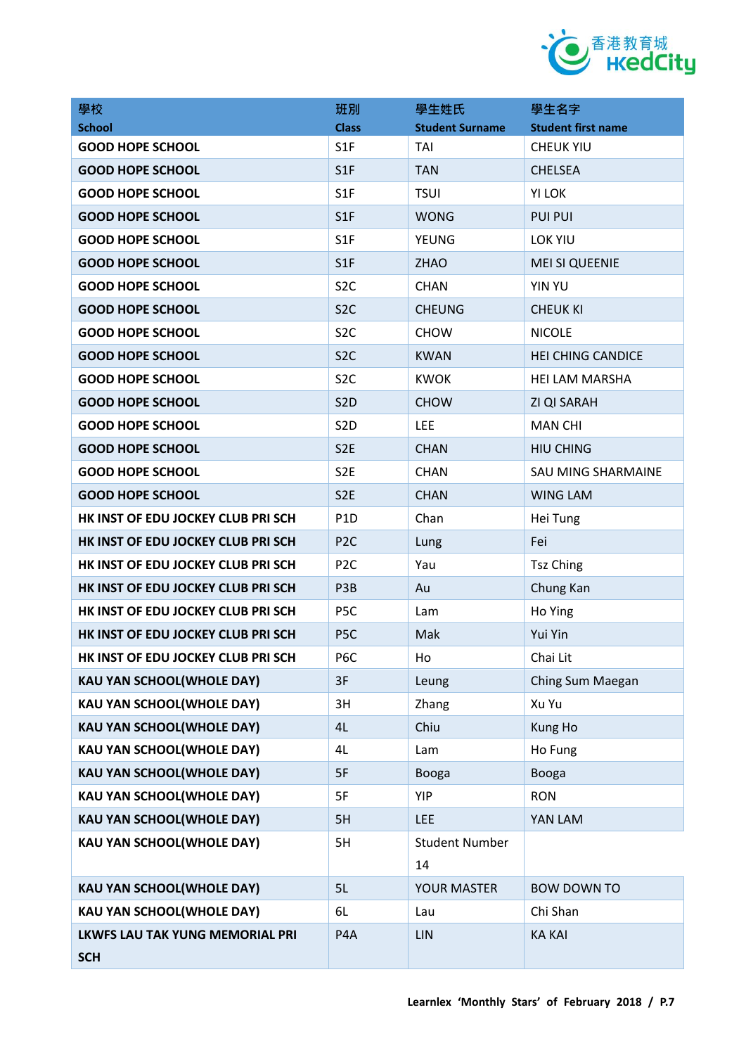| 學校<br>School | 班別<br>Class | 學生姓氏<br>Student Surname | 學生名字<br>Student first name |
|---|---|---|---|
| GOOD HOPE SCHOOL | S1F | TAI | CHEUK YIU |
| GOOD HOPE SCHOOL | S1F | TAN | CHELSEA |
| GOOD HOPE SCHOOL | S1F | TSUI | YI LOK |
| GOOD HOPE SCHOOL | S1F | WONG | PUI PUI |
| GOOD HOPE SCHOOL | S1F | YEUNG | LOK YIU |
| GOOD HOPE SCHOOL | S1F | ZHAO | MEI SI QUEENIE |
| GOOD HOPE SCHOOL | S2C | CHAN | YIN YU |
| GOOD HOPE SCHOOL | S2C | CHEUNG | CHEUK KI |
| GOOD HOPE SCHOOL | S2C | CHOW | NICOLE |
| GOOD HOPE SCHOOL | S2C | KWAN | HEI CHING CANDICE |
| GOOD HOPE SCHOOL | S2C | KWOK | HEI LAM MARSHA |
| GOOD HOPE SCHOOL | S2D | CHOW | ZI QI SARAH |
| GOOD HOPE SCHOOL | S2D | LEE | MAN CHI |
| GOOD HOPE SCHOOL | S2E | CHAN | HIU CHING |
| GOOD HOPE SCHOOL | S2E | CHAN | SAU MING SHARMAINE |
| GOOD HOPE SCHOOL | S2E | CHAN | WING LAM |
| HK INST OF EDU JOCKEY CLUB PRI SCH | P1D | Chan | Hei Tung |
| HK INST OF EDU JOCKEY CLUB PRI SCH | P2C | Lung | Fei |
| HK INST OF EDU JOCKEY CLUB PRI SCH | P2C | Yau | Tsz Ching |
| HK INST OF EDU JOCKEY CLUB PRI SCH | P3B | Au | Chung Kan |
| HK INST OF EDU JOCKEY CLUB PRI SCH | P5C | Lam | Ho Ying |
| HK INST OF EDU JOCKEY CLUB PRI SCH | P5C | Mak | Yui Yin |
| HK INST OF EDU JOCKEY CLUB PRI SCH | P6C | Ho | Chai Lit |
| KAU YAN SCHOOL(WHOLE DAY) | 3F | Leung | Ching Sum Maegan |
| KAU YAN SCHOOL(WHOLE DAY) | 3H | Zhang | Xu Yu |
| KAU YAN SCHOOL(WHOLE DAY) | 4L | Chiu | Kung Ho |
| KAU YAN SCHOOL(WHOLE DAY) | 4L | Lam | Ho Fung |
| KAU YAN SCHOOL(WHOLE DAY) | 5F | Booga | Booga |
| KAU YAN SCHOOL(WHOLE DAY) | 5F | YIP | RON |
| KAU YAN SCHOOL(WHOLE DAY) | 5H | LEE | YAN LAM |
| KAU YAN SCHOOL(WHOLE DAY) | 5H | Student Number 14 | |
| KAU YAN SCHOOL(WHOLE DAY) | 5L | YOUR MASTER | BOW DOWN TO |
| KAU YAN SCHOOL(WHOLE DAY) | 6L | Lau | Chi Shan |
| LKWFS LAU TAK YUNG MEMORIAL PRI SCH | P4A | LIN | KA KAI |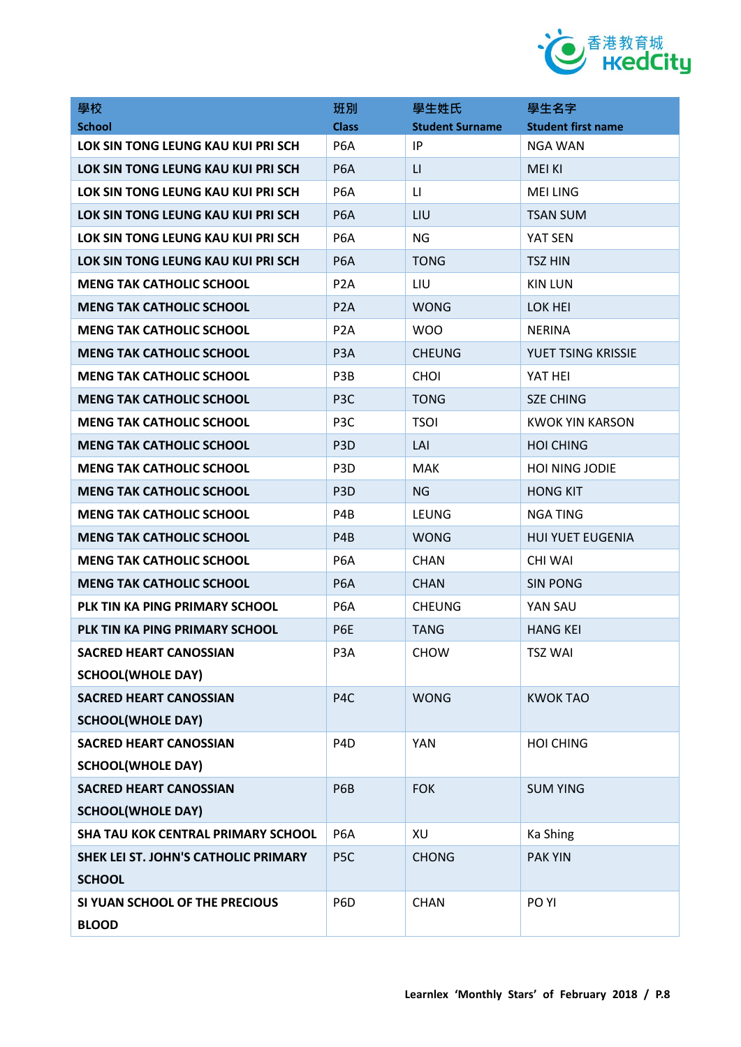| 學校<br>School | 班別<br>Class | 學生姓氏<br>Student Surname | 學生名字<br>Student first name |
|---|---|---|---|
| LOK SIN TONG LEUNG KAU KUI PRI SCH | P6A | IP | NGA WAN |
| LOK SIN TONG LEUNG KAU KUI PRI SCH | P6A | LI | MEI KI |
| LOK SIN TONG LEUNG KAU KUI PRI SCH | P6A | LI | MEI LING |
| LOK SIN TONG LEUNG KAU KUI PRI SCH | P6A | LIU | TSAN SUM |
| LOK SIN TONG LEUNG KAU KUI PRI SCH | P6A | NG | YAT SEN |
| LOK SIN TONG LEUNG KAU KUI PRI SCH | P6A | TONG | TSZ HIN |
| MENG TAK CATHOLIC SCHOOL | P2A | LIU | KIN LUN |
| MENG TAK CATHOLIC SCHOOL | P2A | WONG | LOK HEI |
| MENG TAK CATHOLIC SCHOOL | P2A | WOO | NERINA |
| MENG TAK CATHOLIC SCHOOL | P3A | CHEUNG | YUET TSING KRISSIE |
| MENG TAK CATHOLIC SCHOOL | P3B | CHOI | YAT HEI |
| MENG TAK CATHOLIC SCHOOL | P3C | TONG | SZE CHING |
| MENG TAK CATHOLIC SCHOOL | P3C | TSOI | KWOK YIN KARSON |
| MENG TAK CATHOLIC SCHOOL | P3D | LAI | HOI CHING |
| MENG TAK CATHOLIC SCHOOL | P3D | MAK | HOI NING JODIE |
| MENG TAK CATHOLIC SCHOOL | P3D | NG | HONG KIT |
| MENG TAK CATHOLIC SCHOOL | P4B | LEUNG | NGA TING |
| MENG TAK CATHOLIC SCHOOL | P4B | WONG | HUI YUET EUGENIA |
| MENG TAK CATHOLIC SCHOOL | P6A | CHAN | CHI WAI |
| MENG TAK CATHOLIC SCHOOL | P6A | CHAN | SIN PONG |
| PLK TIN KA PING PRIMARY SCHOOL | P6A | CHEUNG | YAN SAU |
| PLK TIN KA PING PRIMARY SCHOOL | P6E | TANG | HANG KEI |
| SACRED HEART CANOSSIAN SCHOOL(WHOLE DAY) | P3A | CHOW | TSZ WAI |
| SACRED HEART CANOSSIAN SCHOOL(WHOLE DAY) | P4C | WONG | KWOK TAO |
| SACRED HEART CANOSSIAN SCHOOL(WHOLE DAY) | P4D | YAN | HOI CHING |
| SACRED HEART CANOSSIAN SCHOOL(WHOLE DAY) | P6B | FOK | SUM YING |
| SHA TAU KOK CENTRAL PRIMARY SCHOOL | P6A | XU | Ka Shing |
| SHEK LEI ST. JOHN'S CATHOLIC PRIMARY SCHOOL | P5C | CHONG | PAK YIN |
| SI YUAN SCHOOL OF THE PRECIOUS BLOOD | P6D | CHAN | PO YI |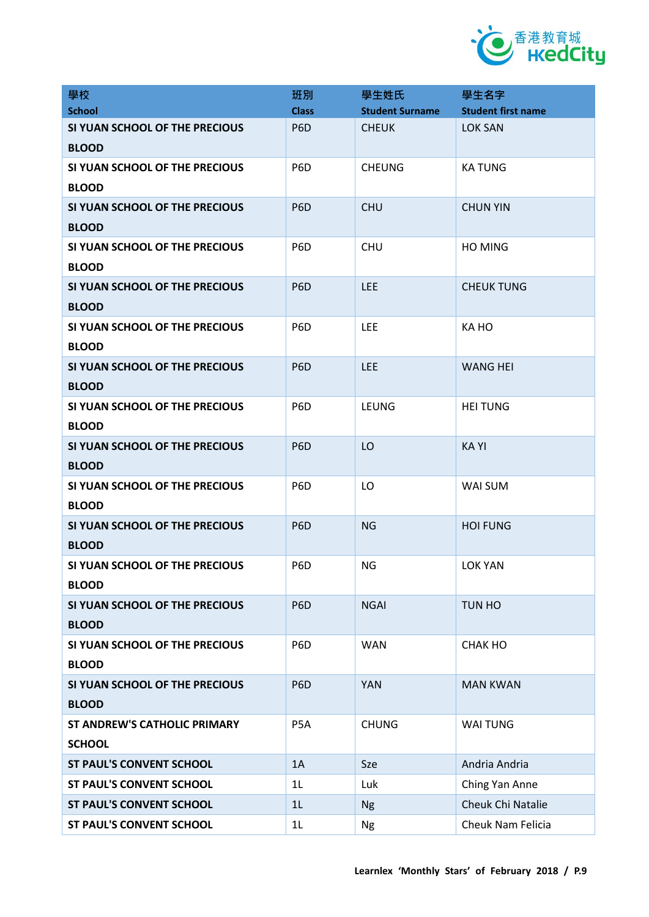| 學校<br>School | 班別<br>Class | 學生姓氏<br>Student Surname | 學生名字<br>Student first name |
|---|---|---|---|
| SI YUAN SCHOOL OF THE PRECIOUS BLOOD | P6D | CHEUK | LOK SAN |
| SI YUAN SCHOOL OF THE PRECIOUS BLOOD | P6D | CHEUNG | KA TUNG |
| SI YUAN SCHOOL OF THE PRECIOUS BLOOD | P6D | CHU | CHUN YIN |
| SI YUAN SCHOOL OF THE PRECIOUS BLOOD | P6D | CHU | HO MING |
| SI YUAN SCHOOL OF THE PRECIOUS BLOOD | P6D | LEE | CHEUK TUNG |
| SI YUAN SCHOOL OF THE PRECIOUS BLOOD | P6D | LEE | KA HO |
| SI YUAN SCHOOL OF THE PRECIOUS BLOOD | P6D | LEE | WANG HEI |
| SI YUAN SCHOOL OF THE PRECIOUS BLOOD | P6D | LEUNG | HEI TUNG |
| SI YUAN SCHOOL OF THE PRECIOUS BLOOD | P6D | LO | KA YI |
| SI YUAN SCHOOL OF THE PRECIOUS BLOOD | P6D | LO | WAI SUM |
| SI YUAN SCHOOL OF THE PRECIOUS BLOOD | P6D | NG | HOI FUNG |
| SI YUAN SCHOOL OF THE PRECIOUS BLOOD | P6D | NG | LOK YAN |
| SI YUAN SCHOOL OF THE PRECIOUS BLOOD | P6D | NGAI | TUN HO |
| SI YUAN SCHOOL OF THE PRECIOUS BLOOD | P6D | WAN | CHAK HO |
| SI YUAN SCHOOL OF THE PRECIOUS BLOOD | P6D | YAN | MAN KWAN |
| ST ANDREW'S CATHOLIC PRIMARY SCHOOL | P5A | CHUNG | WAI TUNG |
| ST PAUL'S CONVENT SCHOOL | 1A | Sze | Andria Andria |
| ST PAUL'S CONVENT SCHOOL | 1L | Luk | Ching Yan Anne |
| ST PAUL'S CONVENT SCHOOL | 1L | Ng | Cheuk Chi Natalie |
| ST PAUL'S CONVENT SCHOOL | 1L | Ng | Cheuk Nam Felicia |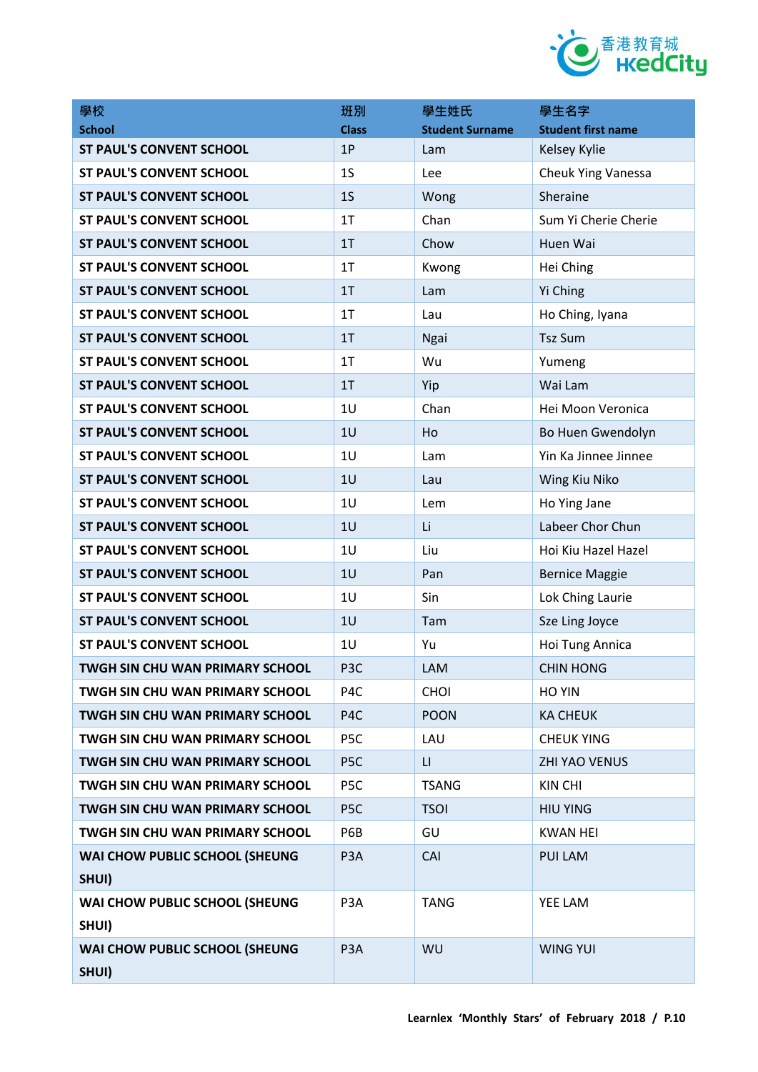| 學校<br>School | 班別<br>Class | 學生姓氏<br>Student Surname | 學生名字<br>Student first name |
|---|---|---|---|
| ST PAUL'S CONVENT SCHOOL | 1P | Lam | Kelsey Kylie |
| ST PAUL'S CONVENT SCHOOL | 1S | Lee | Cheuk Ying Vanessa |
| ST PAUL'S CONVENT SCHOOL | 1S | Wong | Sheraine |
| ST PAUL'S CONVENT SCHOOL | 1T | Chan | Sum Yi Cherie Cherie |
| ST PAUL'S CONVENT SCHOOL | 1T | Chow | Huen Wai |
| ST PAUL'S CONVENT SCHOOL | 1T | Kwong | Hei Ching |
| ST PAUL'S CONVENT SCHOOL | 1T | Lam | Yi Ching |
| ST PAUL'S CONVENT SCHOOL | 1T | Lau | Ho Ching, Iyana |
| ST PAUL'S CONVENT SCHOOL | 1T | Ngai | Tsz Sum |
| ST PAUL'S CONVENT SCHOOL | 1T | Wu | Yumeng |
| ST PAUL'S CONVENT SCHOOL | 1T | Yip | Wai Lam |
| ST PAUL'S CONVENT SCHOOL | 1U | Chan | Hei Moon Veronica |
| ST PAUL'S CONVENT SCHOOL | 1U | Ho | Bo Huen Gwendolyn |
| ST PAUL'S CONVENT SCHOOL | 1U | Lam | Yin Ka Jinnee Jinnee |
| ST PAUL'S CONVENT SCHOOL | 1U | Lau | Wing Kiu Niko |
| ST PAUL'S CONVENT SCHOOL | 1U | Lem | Ho Ying Jane |
| ST PAUL'S CONVENT SCHOOL | 1U | Li | Labeer Chor Chun |
| ST PAUL'S CONVENT SCHOOL | 1U | Liu | Hoi Kiu Hazel Hazel |
| ST PAUL'S CONVENT SCHOOL | 1U | Pan | Bernice Maggie |
| ST PAUL'S CONVENT SCHOOL | 1U | Sin | Lok Ching Laurie |
| ST PAUL'S CONVENT SCHOOL | 1U | Tam | Sze Ling Joyce |
| ST PAUL'S CONVENT SCHOOL | 1U | Yu | Hoi Tung Annica |
| TWGH SIN CHU WAN PRIMARY SCHOOL | P3C | LAM | CHIN HONG |
| TWGH SIN CHU WAN PRIMARY SCHOOL | P4C | CHOI | HO YIN |
| TWGH SIN CHU WAN PRIMARY SCHOOL | P4C | POON | KA CHEUK |
| TWGH SIN CHU WAN PRIMARY SCHOOL | P5C | LAU | CHEUK YING |
| TWGH SIN CHU WAN PRIMARY SCHOOL | P5C | LI | ZHI YAO VENUS |
| TWGH SIN CHU WAN PRIMARY SCHOOL | P5C | TSANG | KIN CHI |
| TWGH SIN CHU WAN PRIMARY SCHOOL | P5C | TSOI | HIU YING |
| TWGH SIN CHU WAN PRIMARY SCHOOL | P6B | GU | KWAN HEI |
| WAI CHOW PUBLIC SCHOOL (SHEUNG SHUI) | P3A | CAI | PUI LAM |
| WAI CHOW PUBLIC SCHOOL (SHEUNG SHUI) | P3A | TANG | YEE LAM |
| WAI CHOW PUBLIC SCHOOL (SHEUNG SHUI) | P3A | WU | WING YUI |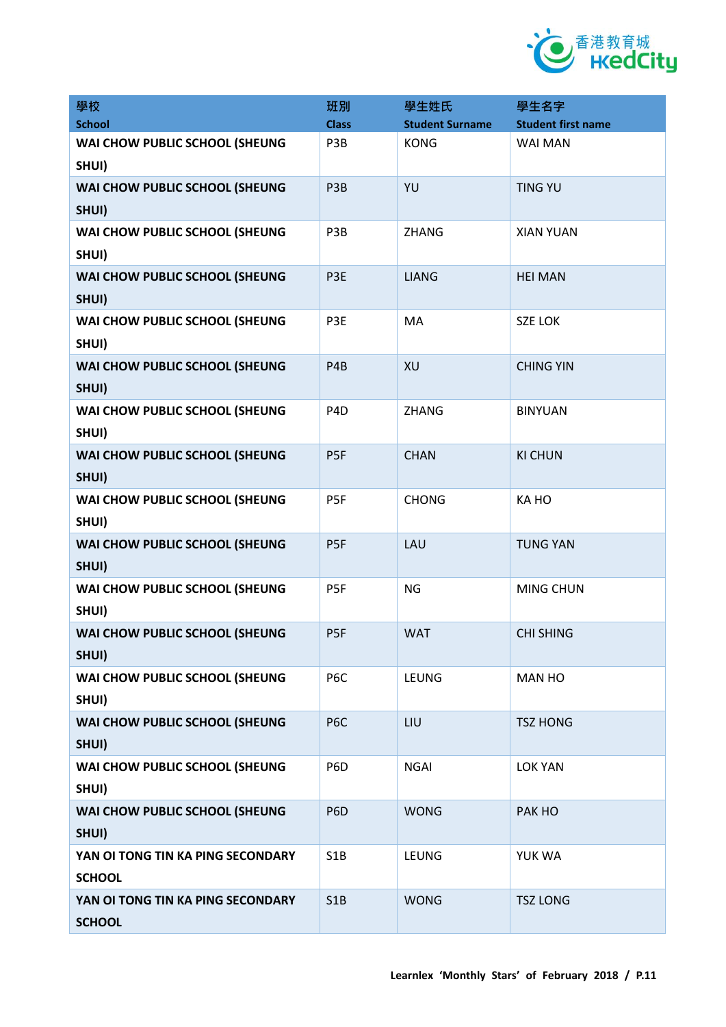| 學校<br>School | 班別<br>Class | 學生姓氏<br>Student Surname | 學生名字<br>Student first name |
|---|---|---|---|
| WAI CHOW PUBLIC SCHOOL (SHEUNG SHUI) | P3B | KONG | WAI MAN |
| WAI CHOW PUBLIC SCHOOL (SHEUNG SHUI) | P3B | YU | TING YU |
| WAI CHOW PUBLIC SCHOOL (SHEUNG SHUI) | P3B | ZHANG | XIAN YUAN |
| WAI CHOW PUBLIC SCHOOL (SHEUNG SHUI) | P3E | LIANG | HEI MAN |
| WAI CHOW PUBLIC SCHOOL (SHEUNG SHUI) | P3E | MA | SZE LOK |
| WAI CHOW PUBLIC SCHOOL (SHEUNG SHUI) | P4B | XU | CHING YIN |
| WAI CHOW PUBLIC SCHOOL (SHEUNG SHUI) | P4D | ZHANG | BINYUAN |
| WAI CHOW PUBLIC SCHOOL (SHEUNG SHUI) | P5F | CHAN | KI CHUN |
| WAI CHOW PUBLIC SCHOOL (SHEUNG SHUI) | P5F | CHONG | KA HO |
| WAI CHOW PUBLIC SCHOOL (SHEUNG SHUI) | P5F | LAU | TUNG YAN |
| WAI CHOW PUBLIC SCHOOL (SHEUNG SHUI) | P5F | NG | MING CHUN |
| WAI CHOW PUBLIC SCHOOL (SHEUNG SHUI) | P5F | WAT | CHI SHING |
| WAI CHOW PUBLIC SCHOOL (SHEUNG SHUI) | P6C | LEUNG | MAN HO |
| WAI CHOW PUBLIC SCHOOL (SHEUNG SHUI) | P6C | LIU | TSZ HONG |
| WAI CHOW PUBLIC SCHOOL (SHEUNG SHUI) | P6D | NGAI | LOK YAN |
| WAI CHOW PUBLIC SCHOOL (SHEUNG SHUI) | P6D | WONG | PAK HO |
| YAN OI TONG TIN KA PING SECONDARY SCHOOL | S1B | LEUNG | YUK WA |
| YAN OI TONG TIN KA PING SECONDARY SCHOOL | S1B | WONG | TSZ LONG |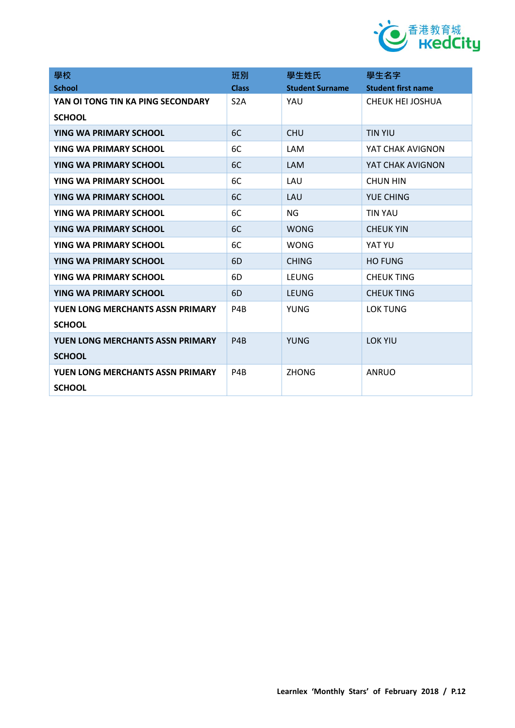| 學校<br>School | 班別<br>Class | 學生姓氏<br>Student Surname | 學生名字<br>Student first name |
|---|---|---|---|
| **YAN OI TONG TIN KA PING SECONDARY SCHOOL** | S2A | YAU | CHEUK HEI JOSHUA |
| **YING WA PRIMARY SCHOOL** | 6C | CHU | TIN YIU |
| **YING WA PRIMARY SCHOOL** | 6C | LAM | YAT CHAK AVIGNON |
| **YING WA PRIMARY SCHOOL** | 6C | LAM | YAT CHAK AVIGNON |
| **YING WA PRIMARY SCHOOL** | 6C | LAU | CHUN HIN |
| **YING WA PRIMARY SCHOOL** | 6C | LAU | YUE CHING |
| **YING WA PRIMARY SCHOOL** | 6C | NG | TIN YAU |
| **YING WA PRIMARY SCHOOL** | 6C | WONG | CHEUK YIN |
| **YING WA PRIMARY SCHOOL** | 6C | WONG | YAT YU |
| **YING WA PRIMARY SCHOOL** | 6D | CHING | HO FUNG |
| **YING WA PRIMARY SCHOOL** | 6D | LEUNG | CHEUK TING |
| **YING WA PRIMARY SCHOOL** | 6D | LEUNG | CHEUK TING |
| **YUEN LONG MERCHANTS ASSN PRIMARY SCHOOL** | P4B | YUNG | LOK TUNG |
| **YUEN LONG MERCHANTS ASSN PRIMARY SCHOOL** | P4B | YUNG | LOK YIU |
| **YUEN LONG MERCHANTS ASSN PRIMARY SCHOOL** | P4B | ZHONG | ANRUO |